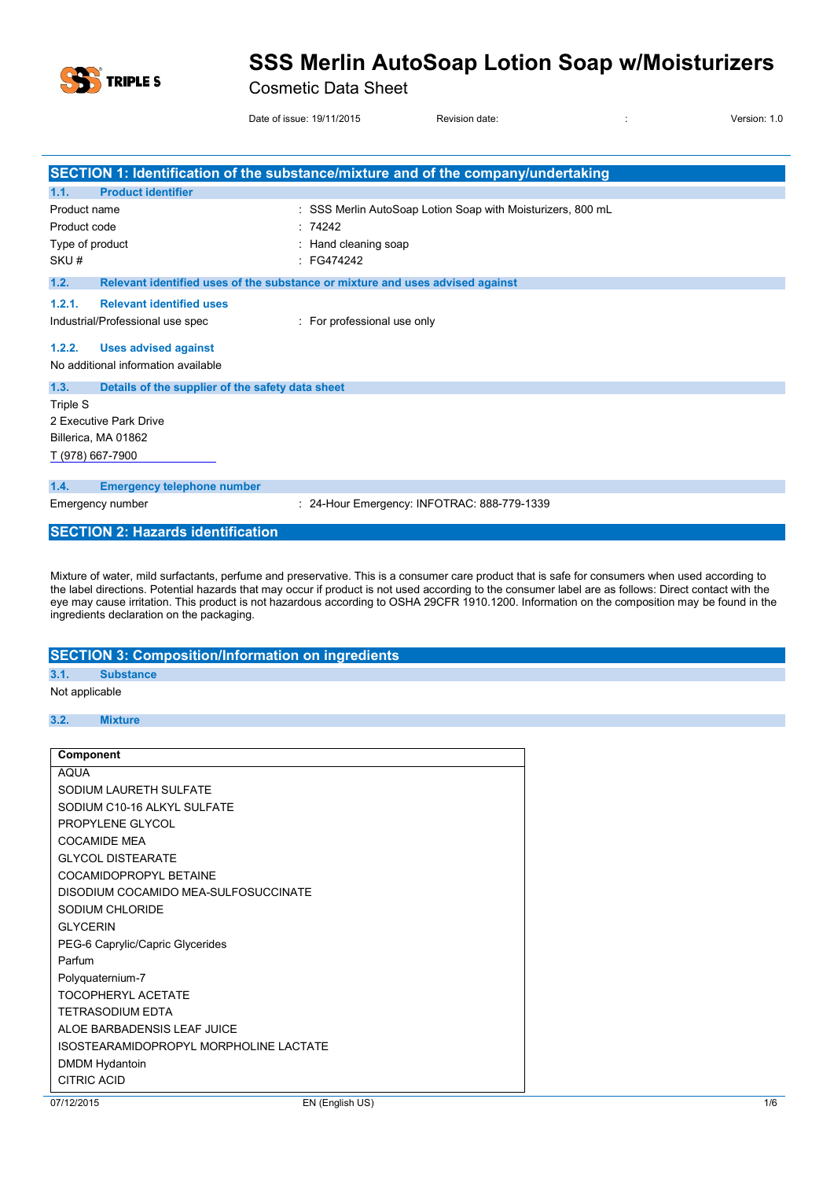# SSS Merlin AutoSoap Lotion Soap w/Moisturizers

Cosmetic Data Sheet

Date of issue: 19/11/2015 Revision date: : Version: 1.0

## SECTION 1: Identification of the substance/mixture and of the company/undertaking

### 1.1. Product identifier

| | |
|---|---|
| Product name | : SSS Merlin AutoSoap Lotion Soap with Moisturizers, 800 mL |
| Product code | : 74242 |
| Type of product | : Hand cleaning soap |
| SKU # | : FG474242 |

### 1.2. Relevant identified uses of the substance or mixture and uses advised against

#### 1.2.1. Relevant identified uses

Industrial/Professional use spec : For professional use only

#### 1.2.2. Uses advised against

No additional information available

### 1.3. Details of the supplier of the safety data sheet

Triple S
2 Executive Park Drive
Billerica, MA 01862
T (978) 667-7900

### 1.4. Emergency telephone number

Emergency number : 24-Hour Emergency: INFOTRAC: 888-779-1339

## SECTION 2: Hazards identification

Mixture of water, mild surfactants, perfume and preservative. This is a consumer care product that is safe for consumers when used according to the label directions. Potential hazards that may occur if product is not used according to the consumer label are as follows: Direct contact with the eye may cause irritation. This product is not hazardous according to OSHA 29CFR 1910.1200. Information on the composition may be found in the ingredients declaration on the packaging.

## SECTION 3: Composition/Information on ingredients

### 3.1. Substance

Not applicable

### 3.2. Mixture

| Component |
|---|
| AQUA |
| SODIUM LAURETH SULFATE |
| SODIUM C10-16 ALKYL SULFATE |
| PROPYLENE GLYCOL |
| COCAMIDE MEA |
| GLYCOL DISTEARATE |
| COCAMIDOPROPYL BETAINE |
| DISODIUM COCAMIDO MEA-SULFOSUCCINATE |
| SODIUM CHLORIDE |
| GLYCERIN |
| PEG-6 Caprylic/Capric Glycerides |
| Parfum |
| Polyquaternium-7 |
| TOCOPHERYL ACETATE |
| TETRASODIUM EDTA |
| ALOE BARBADENSIS LEAF JUICE |
| ISOSTEARAMIDOPROPYL MORPHOLINE LACTATE |
| DMDM Hydantoin |
| CITRIC ACID |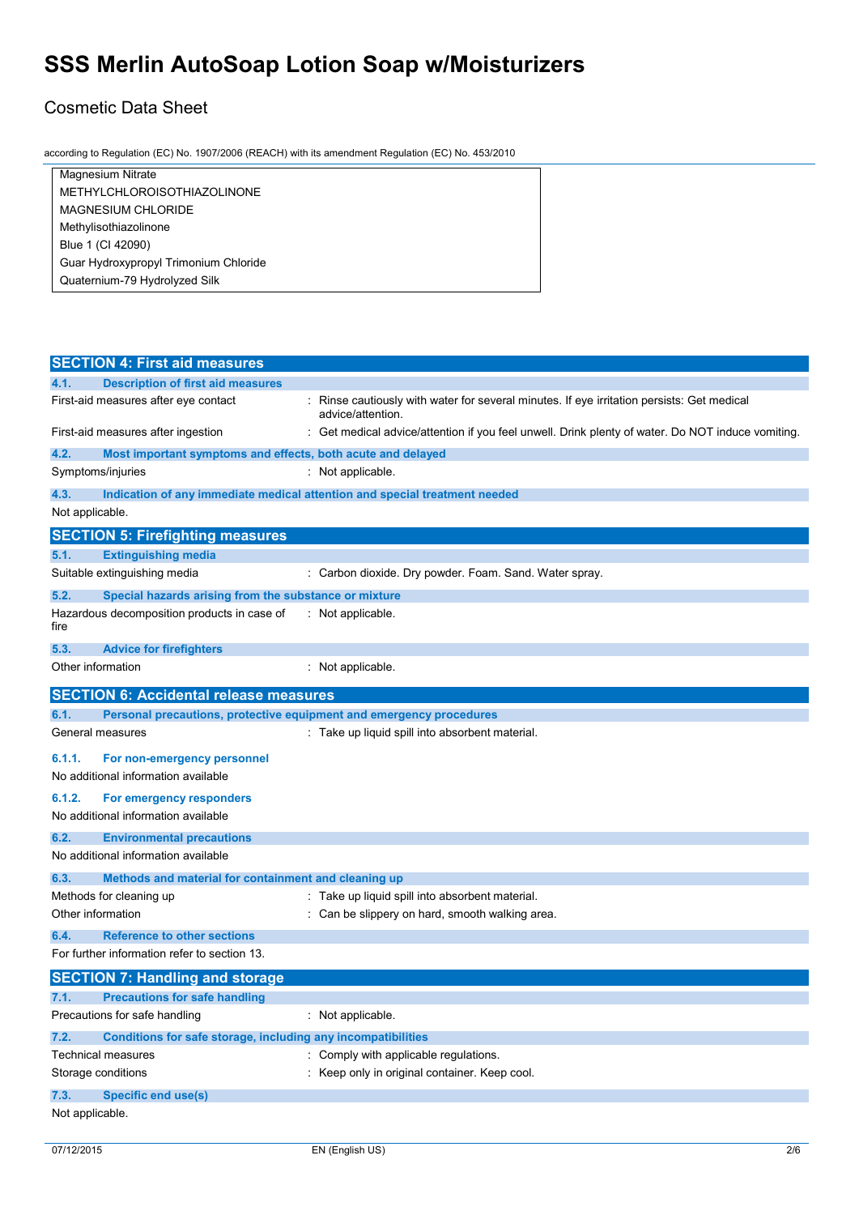| Magnesium Nitrate |
|---|
| METHYLCHLOROISOTHIAZOLINONE |
| MAGNESIUM CHLORIDE |
| Methylisothiazolinone |
| Blue 1 (CI 42090) |
| Guar Hydroxypropyl Trimonium Chloride |
| Quaternium-79 Hydrolyzed Silk |

## SECTION 4: First aid measures

### 4.1. Description of first aid measures

First-aid measures after eye contact : Rinse cautiously with water for several minutes. If eye irritation persists: Get medical advice/attention.

First-aid measures after ingestion : Get medical advice/attention if you feel unwell. Drink plenty of water. Do NOT induce vomiting.

### 4.2. Most important symptoms and effects, both acute and delayed

Symptoms/injuries : Not applicable.

### 4.3. Indication of any immediate medical attention and special treatment needed

Not applicable.

## SECTION 5: Firefighting measures

### 5.1. Extinguishing media

Suitable extinguishing media : Carbon dioxide. Dry powder. Foam. Sand. Water spray.

### 5.2. Special hazards arising from the substance or mixture

Hazardous decomposition products in case of fire : Not applicable.

### 5.3. Advice for firefighters

Other information : Not applicable.

## SECTION 6: Accidental release measures

### 6.1. Personal precautions, protective equipment and emergency procedures

General measures : Take up liquid spill into absorbent material.

#### 6.1.1. For non-emergency personnel

No additional information available

#### 6.1.2. For emergency responders

No additional information available

### 6.2. Environmental precautions

No additional information available

### 6.3. Methods and material for containment and cleaning up

Methods for cleaning up : Take up liquid spill into absorbent material.

Other information : Can be slippery on hard, smooth walking area.

### 6.4. Reference to other sections

For further information refer to section 13.

## SECTION 7: Handling and storage

### 7.1. Precautions for safe handling

Precautions for safe handling : Not applicable.

### 7.2. Conditions for safe storage, including any incompatibilities

Technical measures : Comply with applicable regulations.

Storage conditions : Keep only in original container. Keep cool.

### 7.3. Specific end use(s)

Not applicable.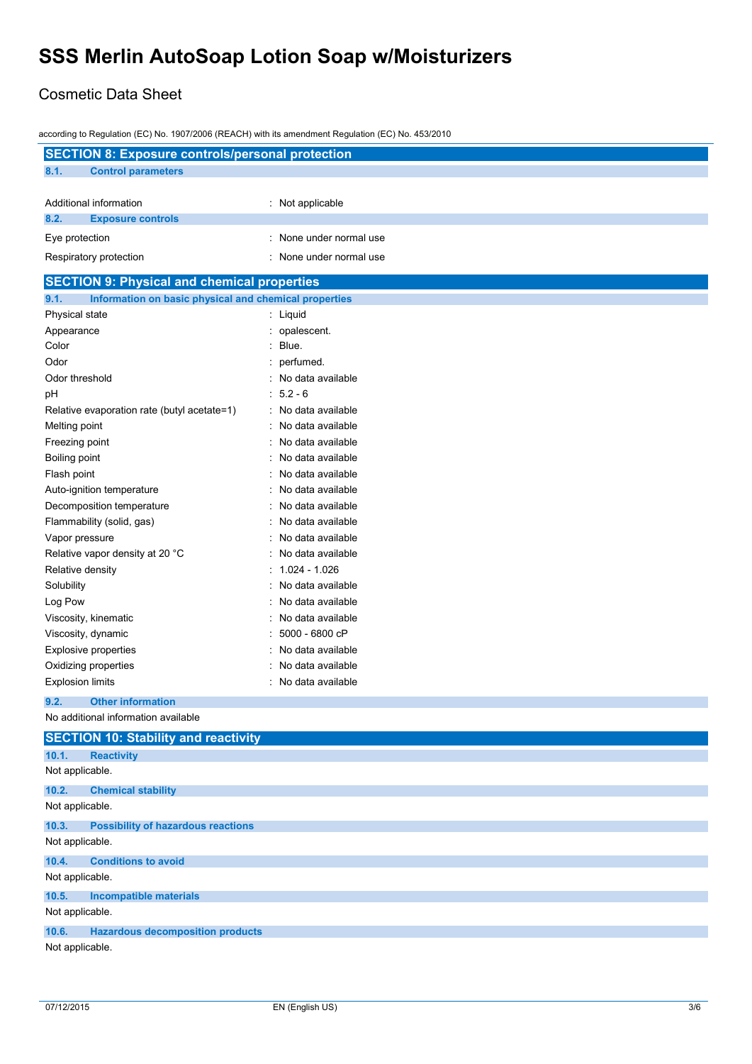# SSS Merlin AutoSoap Lotion Soap w/Moisturizers

Cosmetic Data Sheet

according to Regulation (EC) No. 1907/2006 (REACH) with its amendment Regulation (EC) No. 453/2010

## SECTION 8: Exposure controls/personal protection

### 8.1. Control parameters

| | |
|---|---|
| Additional information | : Not applicable |

### 8.2. Exposure controls

| | |
|---|---|
| Eye protection | : None under normal use |
| Respiratory protection | : None under normal use |

## SECTION 9: Physical and chemical properties

### 9.1. Information on basic physical and chemical properties

| | |
|---|---|
| Physical state | : Liquid |
| Appearance | : opalescent. |
| Color | : Blue. |
| Odor | : perfumed. |
| Odor threshold | : No data available |
| pH | : 5.2 - 6 |
| Relative evaporation rate (butyl acetate=1) | : No data available |
| Melting point | : No data available |
| Freezing point | : No data available |
| Boiling point | : No data available |
| Flash point | : No data available |
| Auto-ignition temperature | : No data available |
| Decomposition temperature | : No data available |
| Flammability (solid, gas) | : No data available |
| Vapor pressure | : No data available |
| Relative vapor density at 20 °C | : No data available |
| Relative density | : 1.024 - 1.026 |
| Solubility | : No data available |
| Log Pow | : No data available |
| Viscosity, kinematic | : No data available |
| Viscosity, dynamic | : 5000 - 6800 cP |
| Explosive properties | : No data available |
| Oxidizing properties | : No data available |
| Explosion limits | : No data available |

### 9.2. Other information

No additional information available

## SECTION 10: Stability and reactivity

### 10.1. Reactivity

Not applicable.

### 10.2. Chemical stability

Not applicable.

### 10.3. Possibility of hazardous reactions

Not applicable.

### 10.4. Conditions to avoid

Not applicable.

### 10.5. Incompatible materials

Not applicable.

### 10.6. Hazardous decomposition products

Not applicable.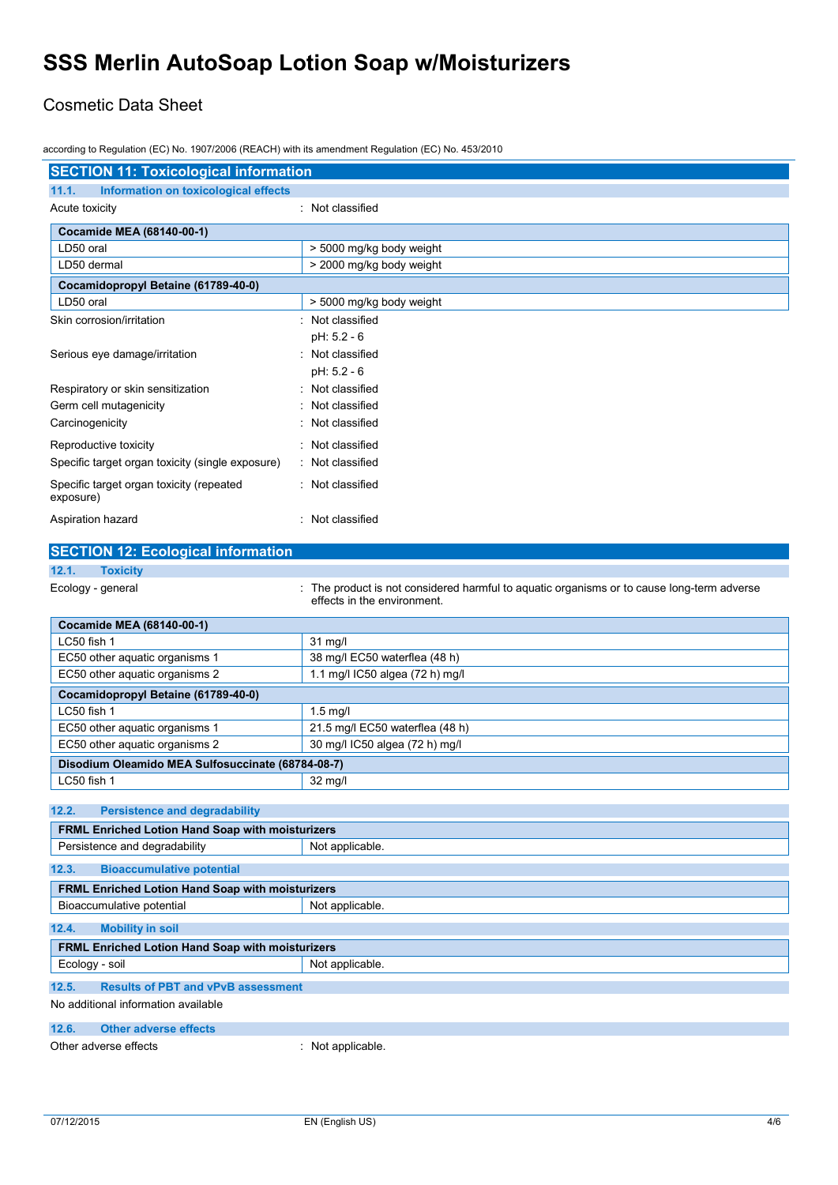# SSS Merlin AutoSoap Lotion Soap w/Moisturizers

Cosmetic Data Sheet

according to Regulation (EC) No. 1907/2006 (REACH) with its amendment Regulation (EC) No. 453/2010

## SECTION 11: Toxicological information

### 11.1. Information on toxicological effects

Acute toxicity : Not classified

| Cocamide MEA (68140-00-1) | |
|---|---|
| LD50 oral | > 5000 mg/kg body weight |
| LD50 dermal | > 2000 mg/kg body weight |

| Cocamidopropyl Betaine (61789-40-0) | |
|---|---|
| LD50 oral | > 5000 mg/kg body weight |

Skin corrosion/irritation : Not classified
pH: 5.2 - 6

Serious eye damage/irritation : Not classified
pH: 5.2 - 6

Respiratory or skin sensitization : Not classified

Germ cell mutagenicity : Not classified

Carcinogenicity : Not classified

Reproductive toxicity : Not classified

Specific target organ toxicity (single exposure) : Not classified

Specific target organ toxicity (repeated exposure) : Not classified

Aspiration hazard : Not classified

## SECTION 12: Ecological information

### 12.1. Toxicity

Ecology - general : The product is not considered harmful to aquatic organisms or to cause long-term adverse effects in the environment.

| Cocamide MEA (68140-00-1) | |
|---|---|
| LC50 fish 1 | 31 mg/l |
| EC50 other aquatic organisms 1 | 38 mg/l EC50 waterflea (48 h) |
| EC50 other aquatic organisms 2 | 1.1 mg/l IC50 algea (72 h) mg/l |

| Cocamidopropyl Betaine (61789-40-0) | |
|---|---|
| LC50 fish 1 | 1.5 mg/l |
| EC50 other aquatic organisms 1 | 21.5 mg/l EC50 waterflea (48 h) |
| EC50 other aquatic organisms 2 | 30 mg/l IC50 algea (72 h) mg/l |

| Disodium Oleamido MEA Sulfosuccinate (68784-08-7) | |
|---|---|
| LC50 fish 1 | 32 mg/l |

### 12.2. Persistence and degradability

| FRML Enriched Lotion Hand Soap with moisturizers | |
|---|---|
| Persistence and degradability | Not applicable. |

### 12.3. Bioaccumulative potential

| FRML Enriched Lotion Hand Soap with moisturizers | |
|---|---|
| Bioaccumulative potential | Not applicable. |

### 12.4. Mobility in soil

| FRML Enriched Lotion Hand Soap with moisturizers | |
|---|---|
| Ecology - soil | Not applicable. |

### 12.5. Results of PBT and vPvB assessment

No additional information available

### 12.6. Other adverse effects

Other adverse effects : Not applicable.

07/12/2015 EN (English US)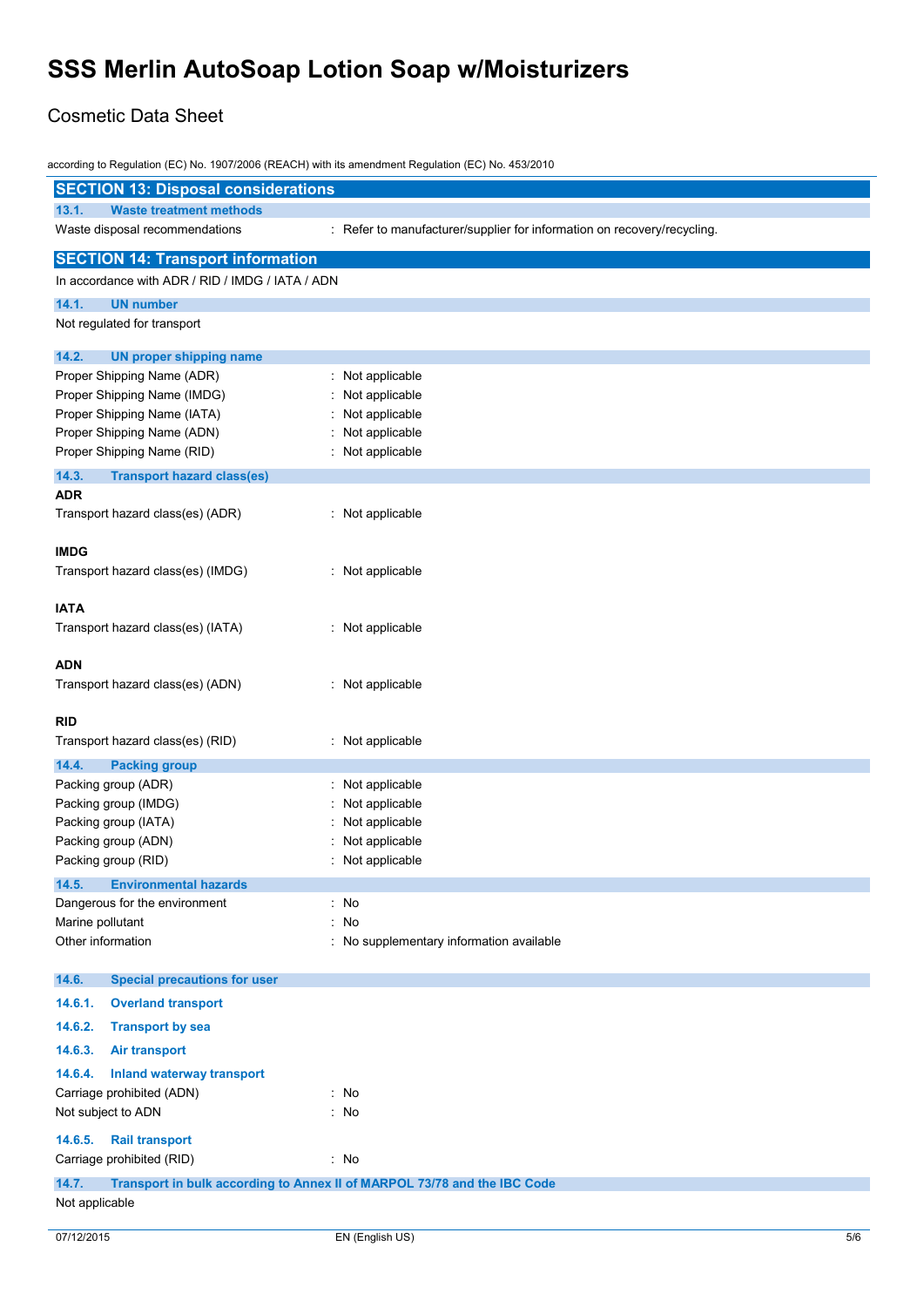# SSS Merlin AutoSoap Lotion Soap w/Moisturizers

Cosmetic Data Sheet

according to Regulation (EC) No. 1907/2006 (REACH) with its amendment Regulation (EC) No. 453/2010

## SECTION 13: Disposal considerations

### 13.1. Waste treatment methods

Waste disposal recommendations : Refer to manufacturer/supplier for information on recovery/recycling.

## SECTION 14: Transport information

In accordance with ADR / RID / IMDG / IATA / ADN

### 14.1. UN number

Not regulated for transport

### 14.2. UN proper shipping name

Proper Shipping Name (ADR) : Not applicable
Proper Shipping Name (IMDG) : Not applicable
Proper Shipping Name (IATA) : Not applicable
Proper Shipping Name (ADN) : Not applicable
Proper Shipping Name (RID) : Not applicable

### 14.3. Transport hazard class(es)

**ADR**

Transport hazard class(es) (ADR) : Not applicable

**IMDG**

Transport hazard class(es) (IMDG) : Not applicable

**IATA**

Transport hazard class(es) (IATA) : Not applicable

**ADN**

Transport hazard class(es) (ADN) : Not applicable

**RID**

Transport hazard class(es) (RID) : Not applicable

### 14.4. Packing group

Packing group (ADR) : Not applicable
Packing group (IMDG) : Not applicable
Packing group (IATA) : Not applicable
Packing group (ADN) : Not applicable
Packing group (RID) : Not applicable

### 14.5. Environmental hazards

Dangerous for the environment : No
Marine pollutant : No
Other information : No supplementary information available

### 14.6. Special precautions for user

#### 14.6.1. Overland transport

#### 14.6.2. Transport by sea

#### 14.6.3. Air transport

#### 14.6.4. Inland waterway transport

Carriage prohibited (ADN) : No
Not subject to ADN : No

#### 14.6.5. Rail transport

Carriage prohibited (RID) : No

### 14.7. Transport in bulk according to Annex II of MARPOL 73/78 and the IBC Code

Not applicable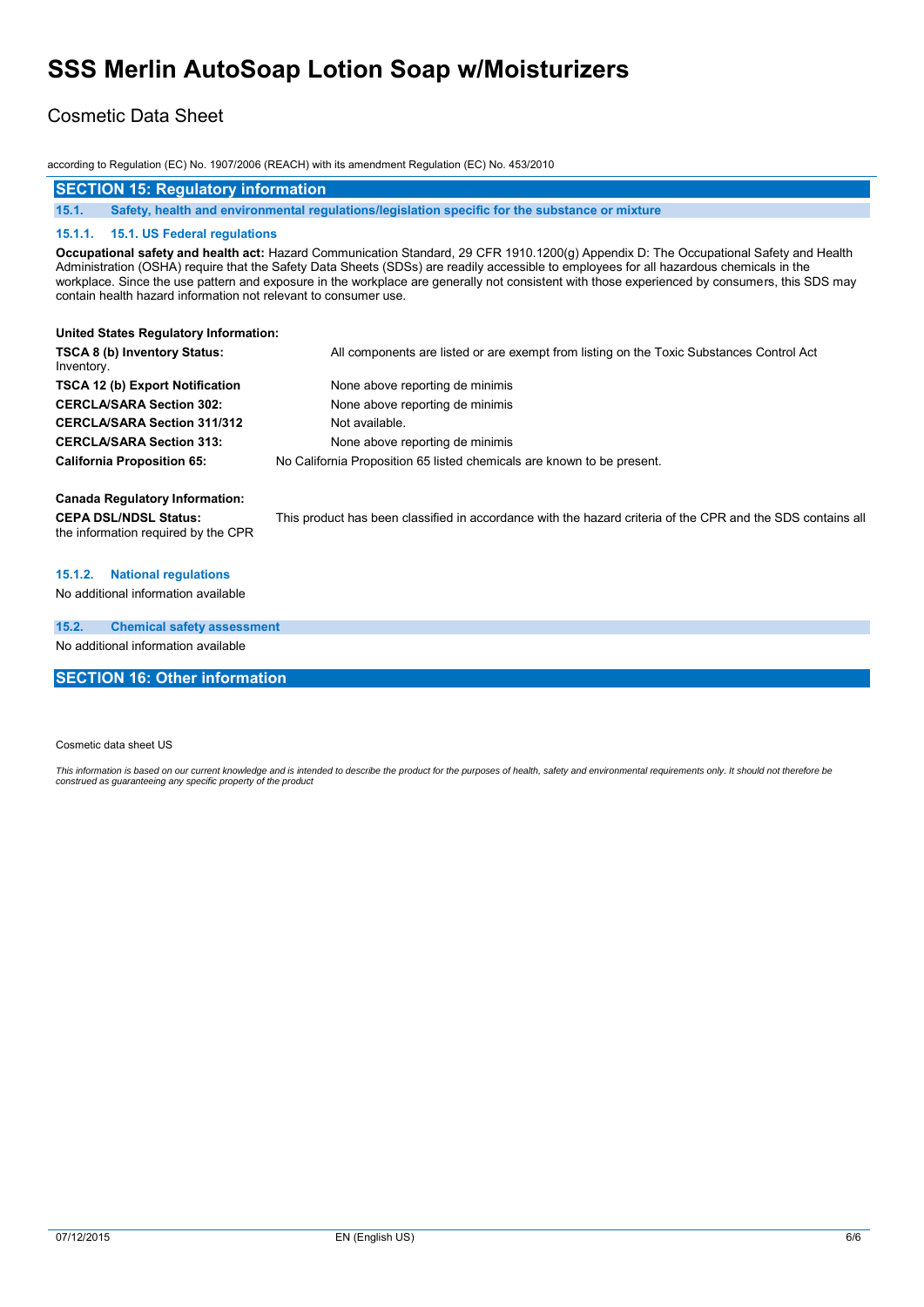# SSS Merlin AutoSoap Lotion Soap w/Moisturizers

Cosmetic Data Sheet

according to Regulation (EC) No. 1907/2006 (REACH) with its amendment Regulation (EC) No. 453/2010

## SECTION 15: Regulatory information

### 15.1. Safety, health and environmental regulations/legislation specific for the substance or mixture

#### 15.1.1. 15.1. US Federal regulations

**Occupational safety and health act:** Hazard Communication Standard, 29 CFR 1910.1200(g) Appendix D: The Occupational Safety and Health Administration (OSHA) require that the Safety Data Sheets (SDSs) are readily accessible to employees for all hazardous chemicals in the workplace. Since the use pattern and exposure in the workplace are generally not consistent with those experienced by consumers, this SDS may contain health hazard information not relevant to consumer use.

**United States Regulatory Information:**

| | |
|---|---|
| **TSCA 8 (b) Inventory Status:** | All components are listed or are exempt from listing on the Toxic Substances Control Act Inventory. |
| **TSCA 12 (b) Export Notification** | None above reporting de minimis |
| **CERCLA/SARA Section 302:** | None above reporting de minimis |
| **CERCLA/SARA Section 311/312** | Not available. |
| **CERCLA/SARA Section 313:** | None above reporting de minimis |
| **California Proposition 65:** | No California Proposition 65 listed chemicals are known to be present. |

**Canada Regulatory Information:**

| | |
|---|---|
| **CEPA DSL/NDSL Status:** | This product has been classified in accordance with the hazard criteria of the CPR and the SDS contains all the information required by the CPR |

#### 15.1.2. National regulations

No additional information available

### 15.2. Chemical safety assessment

No additional information available

## SECTION 16: Other information

Cosmetic data sheet US

*This information is based on our current knowledge and is intended to describe the product for the purposes of health, safety and environmental requirements only. It should not therefore be construed as guaranteeing any specific property of the product*